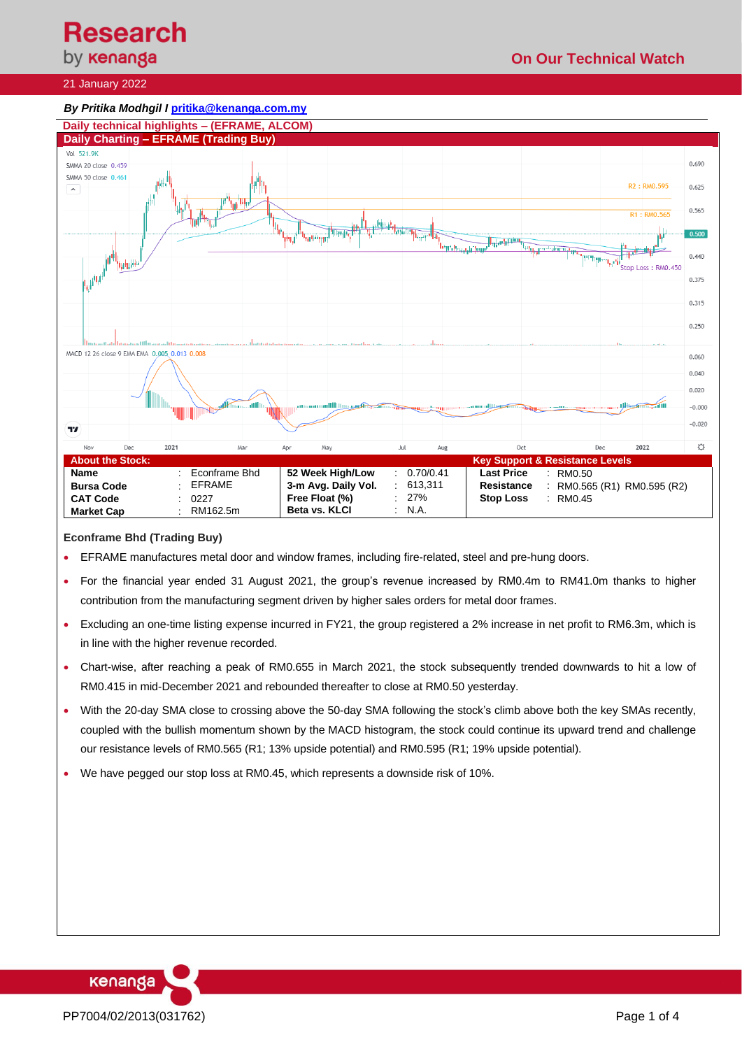**Research** by kenanga

**On Our Technical Watch**

21 January 2022

***By Pritika Modhgil I pritika@kenanga.com.my***

## Daily technical highlights – (EFRAME, ALCOM)

### Daily Charting – EFRAME (Trading Buy)

Vol 521.9K
SMMA 20 close 0.459
SMMA 50 close 0.461
R2 : RM0.595
R1 : RM0.565
0.500
Stop Loss : RM0.450
0.690
0.625
0.565
0.440
0.375
0.315
0.250
MACD 12 26 close 9 EMA EMA 0.005 0.013 0.008
0.060
0.040
0.020
−0.000
−0.020
Nov Dec 2021 Mar Apr May Jul Aug Oct Dec 2022

| About the Stock: | | | | | | Key Support & Resistance Levels | | |
|---|---|---|---|---|---|---|---|---|
| **Name** | : | Econframe Bhd | **52 Week High/Low** | : | 0.70/0.41 | **Last Price** | : | RM0.50 |
| **Bursa Code** | : | EFRAME | **3-m Avg. Daily Vol.** | : | 613,311 | **Resistance** | : | RM0.565 (R1) RM0.595 (R2) |
| **CAT Code** | : | 0227 | **Free Float (%)** | : | 27% | **Stop Loss** | : | RM0.45 |
| **Market Cap** | : | RM162.5m | **Beta vs. KLCI** | : | N.A. | | | |

**Econframe Bhd (Trading Buy)**

- EFRAME manufactures metal door and window frames, including fire-related, steel and pre-hung doors.
- For the financial year ended 31 August 2021, the group's revenue increased by RM0.4m to RM41.0m thanks to higher contribution from the manufacturing segment driven by higher sales orders for metal door frames.
- Excluding an one-time listing expense incurred in FY21, the group registered a 2% increase in net profit to RM6.3m, which is in line with the higher revenue recorded.
- Chart-wise, after reaching a peak of RM0.655 in March 2021, the stock subsequently trended downwards to hit a low of RM0.415 in mid-December 2021 and rebounded thereafter to close at RM0.50 yesterday.
- With the 20-day SMA close to crossing above the 50-day SMA following the stock's climb above both the key SMAs recently, coupled with the bullish momentum shown by the MACD histogram, the stock could continue its upward trend and challenge our resistance levels of RM0.565 (R1; 13% upside potential) and RM0.595 (R1; 19% upside potential).
- We have pegged our stop loss at RM0.45, which represents a downside risk of 10%.

PP7004/02/2013(031762)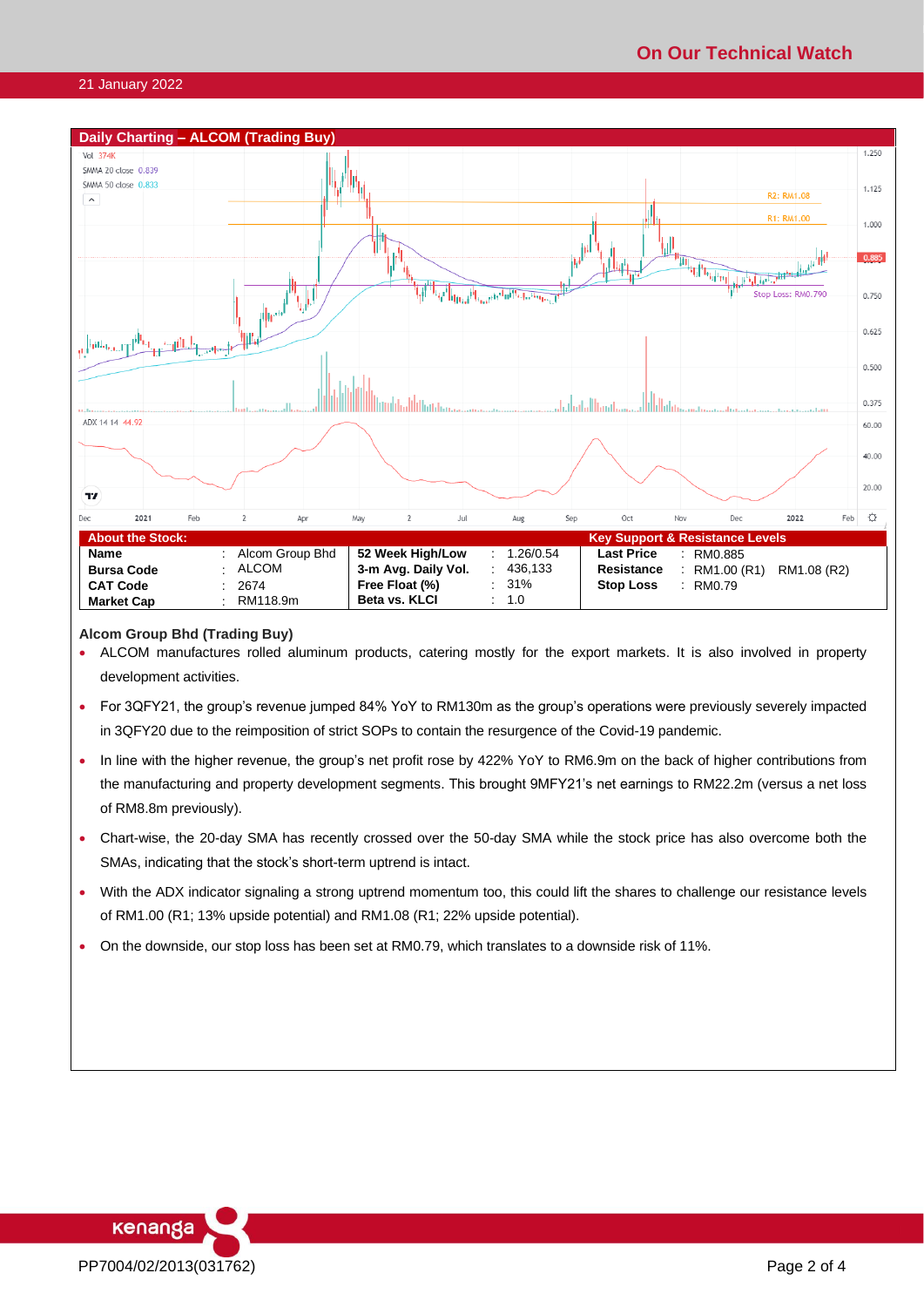## Daily Charting – ALCOM (Trading Buy)

Vol 374K
SMMA 20 close 0.839
SMMA 50 close 0.833
R2: RM1.08
R1: RM1.00
0.885
Stop Loss: RM0.790
ADX 14 14 44.92
1.250
1.125
1.000
0.750
0.625
0.500
0.375
60.00
40.00
20.00
Dec 2021 Feb 2 Apr May 2 Jul Aug Sep Oct Nov Dec 2022 Feb

| About the Stock: | | | | | Key Support & Resistance Levels | | |
|---|---|---|---|---|---|---|---|
| **Name** | : Alcom Group Bhd | **52 Week High/Low** | : | 1.26/0.54 | **Last Price** | : | RM0.885 |
| **Bursa Code** | : ALCOM | **3-m Avg. Daily Vol.** | : | 436,133 | **Resistance** | : | RM1.00 (R1) RM1.08 (R2) |
| **CAT Code** | : 2674 | **Free Float (%)** | : | 31% | **Stop Loss** | : | RM0.79 |
| **Market Cap** | : RM118.9m | **Beta vs. KLCI** | : | 1.0 | | | |

**Alcom Group Bhd (Trading Buy)**

- ALCOM manufactures rolled aluminum products, catering mostly for the export markets. It is also involved in property development activities.
- For 3QFY21, the group's revenue jumped 84% YoY to RM130m as the group's operations were previously severely impacted in 3QFY20 due to the reimposition of strict SOPs to contain the resurgence of the Covid-19 pandemic.
- In line with the higher revenue, the group's net profit rose by 422% YoY to RM6.9m on the back of higher contributions from the manufacturing and property development segments. This brought 9MFY21's net earnings to RM22.2m (versus a net loss of RM8.8m previously).
- Chart-wise, the 20-day SMA has recently crossed over the 50-day SMA while the stock price has also overcome both the SMAs, indicating that the stock's short-term uptrend is intact.
- With the ADX indicator signaling a strong uptrend momentum too, this could lift the shares to challenge our resistance levels of RM1.00 (R1; 13% upside potential) and RM1.08 (R1; 22% upside potential).
- On the downside, our stop loss has been set at RM0.79, which translates to a downside risk of 11%.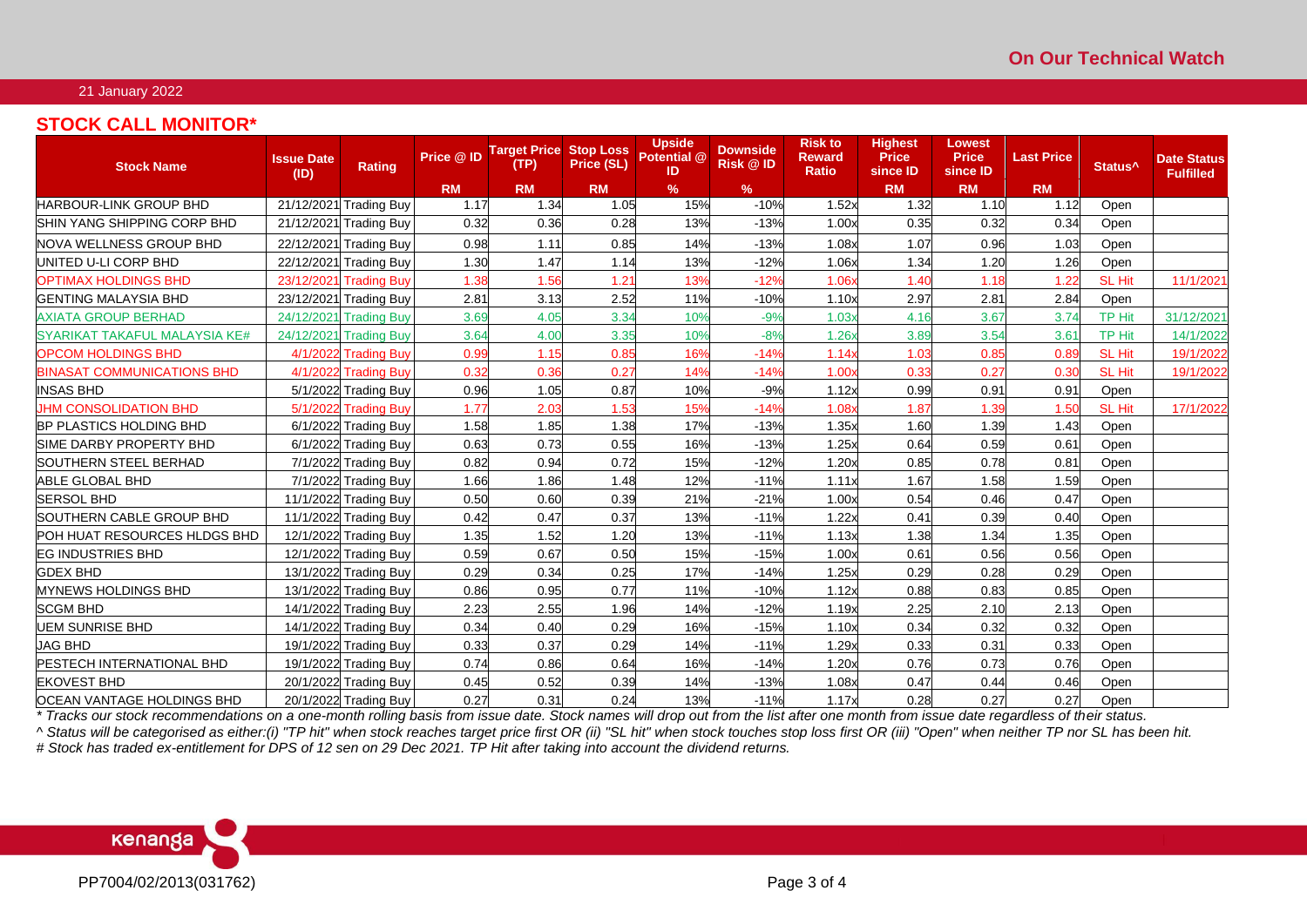On Our Technical Watch

21 January 2022

## STOCK CALL MONITOR*

| Stock Name | Issue Date (ID) | Rating | Price @ ID | Target Price (TP) | Stop Loss Price (SL) | Upside Potential @ ID | Downside Risk @ ID | Risk to Reward Ratio | Highest Price since ID | Lowest Price since ID | Last Price | Status^ | Date Status Fulfilled |
|---|---|---|---|---|---|---|---|---|---|---|---|---|---|
| | | | RM | RM | RM | % | % | | RM | RM | RM | | |
| HARBOUR-LINK GROUP BHD | 21/12/2021 | Trading Buy | 1.17 | 1.34 | 1.05 | 15% | -10% | 1.52x | 1.32 | 1.10 | 1.12 | Open | |
| SHIN YANG SHIPPING CORP BHD | 21/12/2021 | Trading Buy | 0.32 | 0.36 | 0.28 | 13% | -13% | 1.00x | 0.35 | 0.32 | 0.34 | Open | |
| NOVA WELLNESS GROUP BHD | 22/12/2021 | Trading Buy | 0.98 | 1.11 | 0.85 | 14% | -13% | 1.08x | 1.07 | 0.96 | 1.03 | Open | |
| UNITED U-LI CORP BHD | 22/12/2021 | Trading Buy | 1.30 | 1.47 | 1.14 | 13% | -12% | 1.06x | 1.34 | 1.20 | 1.26 | Open | |
| OPTIMAX HOLDINGS BHD | 23/12/2021 | Trading Buy | 1.38 | 1.56 | 1.21 | 13% | -12% | 1.06x | 1.40 | 1.18 | 1.22 | SL Hit | 11/1/2021 |
| GENTING MALAYSIA BHD | 23/12/2021 | Trading Buy | 2.81 | 3.13 | 2.52 | 11% | -10% | 1.10x | 2.97 | 2.81 | 2.84 | Open | |
| AXIATA GROUP BERHAD | 24/12/2021 | Trading Buy | 3.69 | 4.05 | 3.34 | 10% | -9% | 1.03x | 4.16 | 3.67 | 3.74 | TP Hit | 31/12/2021 |
| SYARIKAT TAKAFUL MALAYSIA KE# | 24/12/2021 | Trading Buy | 3.64 | 4.00 | 3.35 | 10% | -8% | 1.26x | 3.89 | 3.54 | 3.61 | TP Hit | 14/1/2022 |
| OPCOM HOLDINGS BHD | 4/1/2022 | Trading Buy | 0.99 | 1.15 | 0.85 | 16% | -14% | 1.14x | 1.03 | 0.85 | 0.89 | SL Hit | 19/1/2022 |
| BINASAT COMMUNICATIONS BHD | 4/1/2022 | Trading Buy | 0.32 | 0.36 | 0.27 | 14% | -14% | 1.00x | 0.33 | 0.27 | 0.30 | SL Hit | 19/1/2022 |
| INSAS BHD | 5/1/2022 | Trading Buy | 0.96 | 1.05 | 0.87 | 10% | -9% | 1.12x | 0.99 | 0.91 | 0.91 | Open | |
| JHM CONSOLIDATION BHD | 5/1/2022 | Trading Buy | 1.77 | 2.03 | 1.53 | 15% | -14% | 1.08x | 1.87 | 1.39 | 1.50 | SL Hit | 17/1/2022 |
| BP PLASTICS HOLDING BHD | 6/1/2022 | Trading Buy | 1.58 | 1.85 | 1.38 | 17% | -13% | 1.35x | 1.60 | 1.39 | 1.43 | Open | |
| SIME DARBY PROPERTY BHD | 6/1/2022 | Trading Buy | 0.63 | 0.73 | 0.55 | 16% | -13% | 1.25x | 0.64 | 0.59 | 0.61 | Open | |
| SOUTHERN STEEL BERHAD | 7/1/2022 | Trading Buy | 0.82 | 0.94 | 0.72 | 15% | -12% | 1.20x | 0.85 | 0.78 | 0.81 | Open | |
| ABLE GLOBAL BHD | 7/1/2022 | Trading Buy | 1.66 | 1.86 | 1.48 | 12% | -11% | 1.11x | 1.67 | 1.58 | 1.59 | Open | |
| SERSOL BHD | 11/1/2022 | Trading Buy | 0.50 | 0.60 | 0.39 | 21% | -21% | 1.00x | 0.54 | 0.46 | 0.47 | Open | |
| SOUTHERN CABLE GROUP BHD | 11/1/2022 | Trading Buy | 0.42 | 0.47 | 0.37 | 13% | -11% | 1.22x | 0.41 | 0.39 | 0.40 | Open | |
| POH HUAT RESOURCES HLDGS BHD | 12/1/2022 | Trading Buy | 1.35 | 1.52 | 1.20 | 13% | -11% | 1.13x | 1.38 | 1.34 | 1.35 | Open | |
| EG INDUSTRIES BHD | 12/1/2022 | Trading Buy | 0.59 | 0.67 | 0.50 | 15% | -15% | 1.00x | 0.61 | 0.56 | 0.56 | Open | |
| GDEX BHD | 13/1/2022 | Trading Buy | 0.29 | 0.34 | 0.25 | 17% | -14% | 1.25x | 0.29 | 0.28 | 0.29 | Open | |
| MYNEWS HOLDINGS BHD | 13/1/2022 | Trading Buy | 0.86 | 0.95 | 0.77 | 11% | -10% | 1.12x | 0.88 | 0.83 | 0.85 | Open | |
| SCGM BHD | 14/1/2022 | Trading Buy | 2.23 | 2.55 | 1.96 | 14% | -12% | 1.19x | 2.25 | 2.10 | 2.13 | Open | |
| UEM SUNRISE BHD | 14/1/2022 | Trading Buy | 0.34 | 0.40 | 0.29 | 16% | -15% | 1.10x | 0.34 | 0.32 | 0.32 | Open | |
| JAG BHD | 19/1/2022 | Trading Buy | 0.33 | 0.37 | 0.29 | 14% | -11% | 1.29x | 0.33 | 0.31 | 0.33 | Open | |
| PESTECH INTERNATIONAL BHD | 19/1/2022 | Trading Buy | 0.74 | 0.86 | 0.64 | 16% | -14% | 1.20x | 0.76 | 0.73 | 0.76 | Open | |
| EKOVEST BHD | 20/1/2022 | Trading Buy | 0.45 | 0.52 | 0.39 | 14% | -13% | 1.08x | 0.47 | 0.44 | 0.46 | Open | |
| OCEAN VANTAGE HOLDINGS BHD | 20/1/2022 | Trading Buy | 0.27 | 0.31 | 0.24 | 13% | -11% | 1.17x | 0.28 | 0.27 | 0.27 | Open | |

*\* Tracks our stock recommendations on a one-month rolling basis from issue date. Stock names will drop out from the list after one month from issue date regardless of their status.*

*^ Status will be categorised as either:(i) "TP hit" when stock reaches target price first OR (ii) "SL hit" when stock touches stop loss first OR (iii) "Open" when neither TP nor SL has been hit.*

*# Stock has traded ex-entitlement for DPS of 12 sen on 29 Dec 2021. TP Hit after taking into account the dividend returns.*

kenanga

PP7004/02/2013(031762)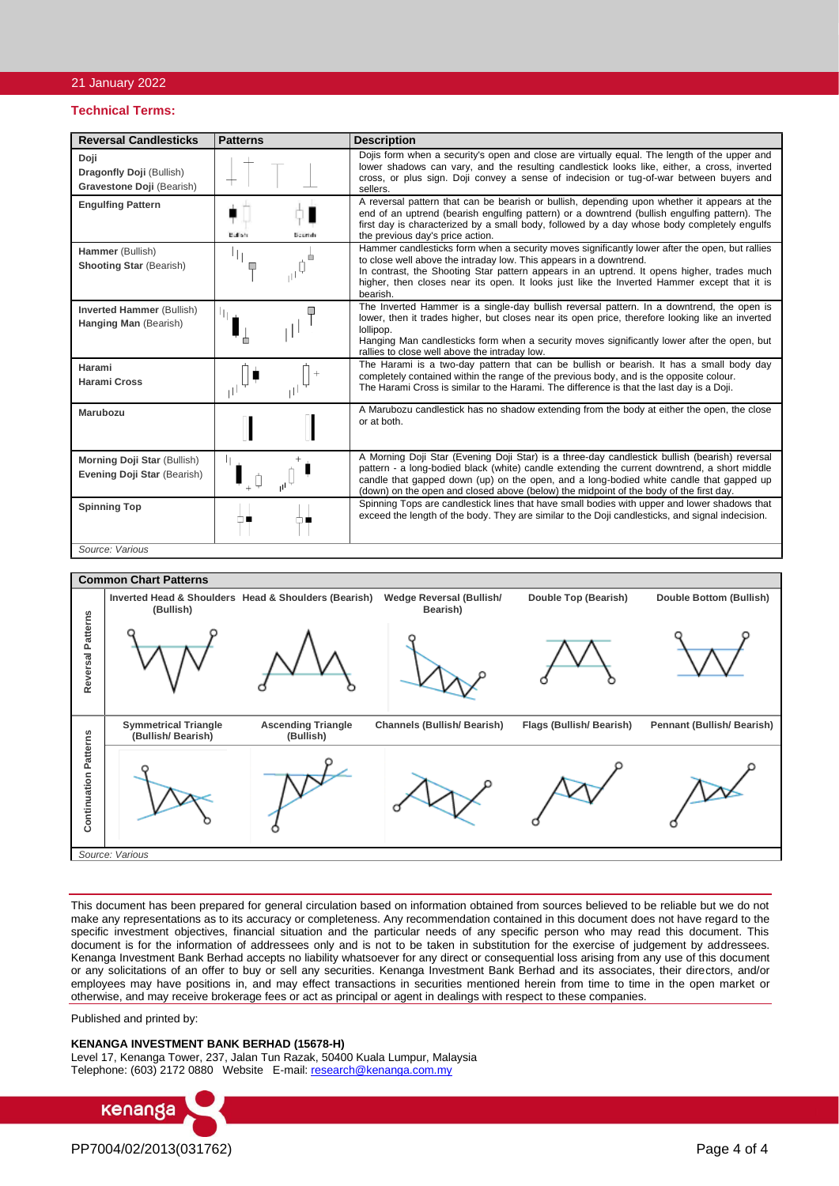21 January 2022

**Technical Terms:**

| Reversal Candlesticks | Patterns | Description |
|---|---|---|
| **Doji**<br>**Dragonfly Doji** (Bullish)<br>**Gravestone Doji** (Bearish) | | Dojis form when a security's open and close are virtually equal. The length of the upper and lower shadows can vary, and the resulting candlestick looks like, either, a cross, inverted cross, or plus sign. Doji convey a sense of indecision or tug-of-war between buyers and sellers. |
| **Engulfing Pattern** | Bullish Bearish | A reversal pattern that can be bearish or bullish, depending upon whether it appears at the end of an uptrend (bearish engulfing pattern) or a downtrend (bullish engulfing pattern). The first day is characterized by a small body, followed by a day whose body completely engulfs the previous day's price action. |
| **Hammer** (Bullish)<br>**Shooting Star** (Bearish) | | Hammer candlesticks form when a security moves significantly lower after the open, but rallies to close well above the intraday low. This appears in a downtrend.<br>In contrast, the Shooting Star pattern appears in an uptrend. It opens higher, trades much higher, then closes near its open. It looks just like the Inverted Hammer except that it is bearish. |
| **Inverted Hammer** (Bullish)<br>**Hanging Man** (Bearish) | | The Inverted Hammer is a single-day bullish reversal pattern. In a downtrend, the open is lower, then it trades higher, but closes near its open price, therefore looking like an inverted lollipop.<br>Hanging Man candlesticks form when a security moves significantly lower after the open, but rallies to close well above the intraday low. |
| **Harami**<br>**Harami Cross** | | The Harami is a two-day pattern that can be bullish or bearish. It has a small body day completely contained within the range of the previous body, and is the opposite colour.<br>The Harami Cross is similar to the Harami. The difference is that the last day is a Doji. |
| **Marubozu** | | A Marubozu candlestick has no shadow extending from the body at either the open, the close or at both. |
| **Morning Doji Star** (Bullish)<br>**Evening Doji Star** (Bearish) | | A Morning Doji Star (Evening Doji Star) is a three-day candlestick bullish (bearish) reversal pattern - a long-bodied black (white) candle extending the current downtrend, a short middle candle that gapped down (up) on the open, and a long-bodied white candle that gapped up (down) on the open and closed above (below) the midpoint of the body of the first day. |
| **Spinning Top** | | Spinning Tops are candlestick lines that have small bodies with upper and lower shadows that exceed the length of the body. They are similar to the Doji candlesticks, and signal indecision. |

*Source: Various*

**Common Chart Patterns**

Reversal Patterns

Inverted Head & Shoulders (Bullish)

Head & Shoulders (Bearish)

Wedge Reversal (Bullish/ Bearish)

Double Top (Bearish)

Double Bottom (Bullish)

Continuation Patterns

Symmetrical Triangle (Bullish/ Bearish)

Ascending Triangle (Bullish)

Channels (Bullish/ Bearish)

Flags (Bullish/ Bearish)

Pennant (Bullish/ Bearish)

*Source: Various*

This document has been prepared for general circulation based on information obtained from sources believed to be reliable but we do not make any representations as to its accuracy or completeness. Any recommendation contained in this document does not have regard to the specific investment objectives, financial situation and the particular needs of any specific person who may read this document. This document is for the information of addressees only and is not to be taken in substitution for the exercise of judgement by addressees. Kenanga Investment Bank Berhad accepts no liability whatsoever for any direct or consequential loss arising from any use of this document or any solicitations of an offer to buy or sell any securities. Kenanga Investment Bank Berhad and its associates, their directors, and/or employees may have positions in, and may effect transactions in securities mentioned herein from time to time in the open market or otherwise, and may receive brokerage fees or act as principal or agent in dealings with respect to these companies.

Published and printed by:

**KENANGA INVESTMENT BANK BERHAD (15678-H)**
Level 17, Kenanga Tower, 237, Jalan Tun Razak, 50400 Kuala Lumpur, Malaysia
Telephone: (603) 2172 0880 Website E-mail: research@kenanga.com.my

kenanga

PP7004/02/2013(031762)